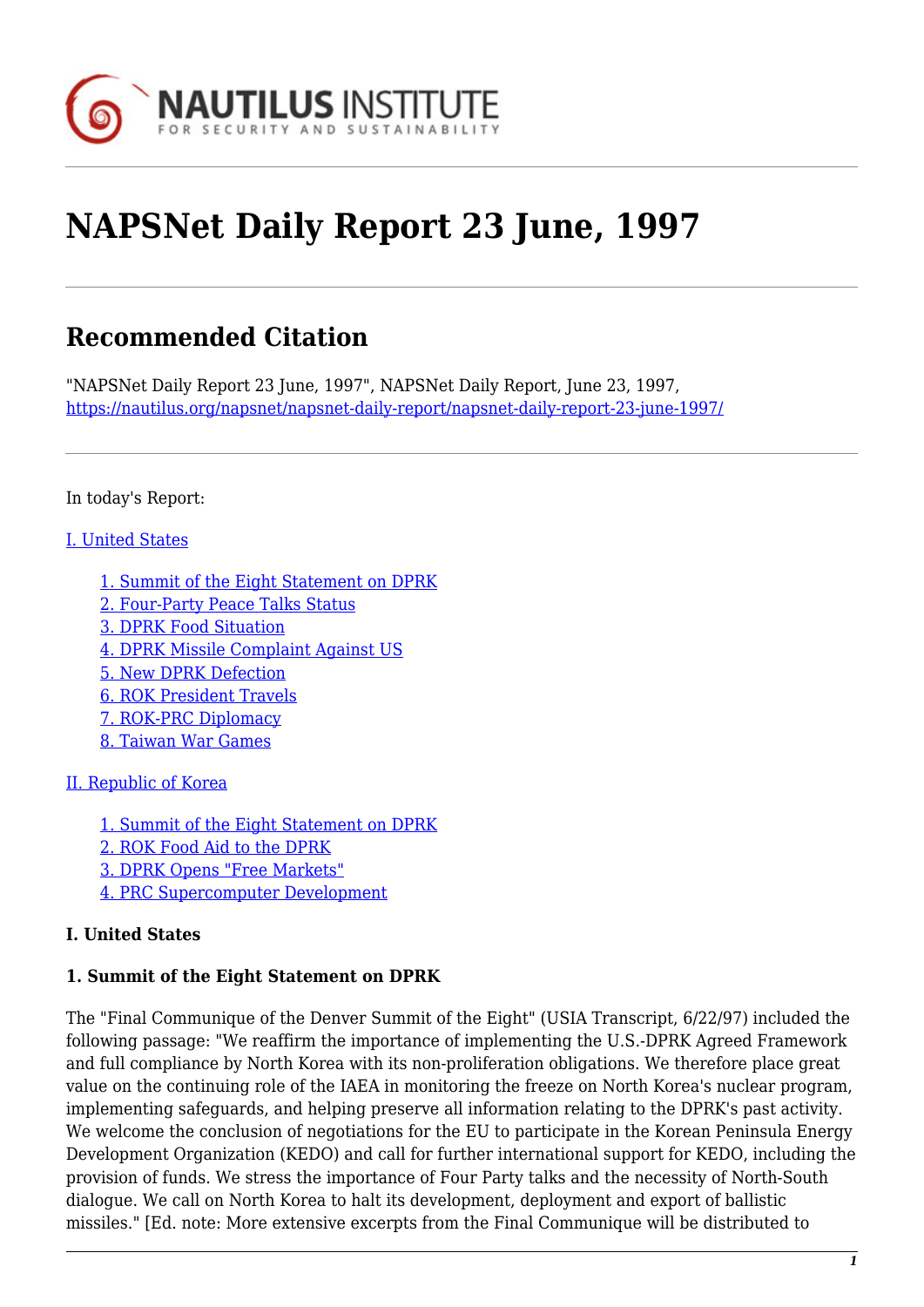# NAPSNet Daily Report 23 June, 1997

## Recommended Citation

"NAPSNet Daily Report 23 June, 1997", NAPSNet Daily Report, June 23, 1997, https://nautilus.org/napsnet/napsnet-daily-report/napsnet-daily-report-23-june-1997/

In today's Report:

I. United States

- 1. Summit of the Eight Statement on DPRK
- 2. Four-Party Peace Talks Status
- 3. DPRK Food Situation
- 4. DPRK Missile Complaint Against US
- 5. New DPRK Defection
- 6. ROK President Travels
- 7. ROK-PRC Diplomacy
- 8. Taiwan War Games

II. Republic of Korea

- 1. Summit of the Eight Statement on DPRK
- 2. ROK Food Aid to the DPRK
- 3. DPRK Opens "Free Markets"
- 4. PRC Supercomputer Development

**I. United States**

**1. Summit of the Eight Statement on DPRK**

The "Final Communique of the Denver Summit of the Eight" (USIA Transcript, 6/22/97) included the following passage: "We reaffirm the importance of implementing the U.S.-DPRK Agreed Framework and full compliance by North Korea with its non-proliferation obligations. We therefore place great value on the continuing role of the IAEA in monitoring the freeze on North Korea's nuclear program, implementing safeguards, and helping preserve all information relating to the DPRK's past activity. We welcome the conclusion of negotiations for the EU to participate in the Korean Peninsula Energy Development Organization (KEDO) and call for further international support for KEDO, including the provision of funds. We stress the importance of Four Party talks and the necessity of North-South dialogue. We call on North Korea to halt its development, deployment and export of ballistic missiles." [Ed. note: More extensive excerpts from the Final Communique will be distributed to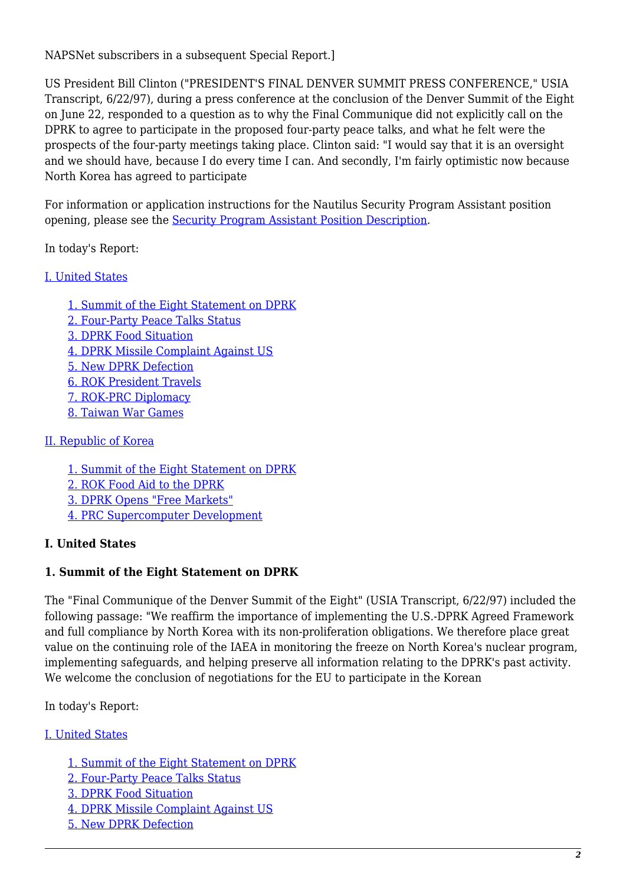NAPSNet subscribers in a subsequent Special Report.]

US President Bill Clinton ("PRESIDENT'S FINAL DENVER SUMMIT PRESS CONFERENCE," USIA Transcript, 6/22/97), during a press conference at the conclusion of the Denver Summit of the Eight on June 22, responded to a question as to why the Final Communique did not explicitly call on the DPRK to agree to participate in the proposed four-party peace talks, and what he felt were the prospects of the four-party meetings taking place. Clinton said: "I would say that it is an oversight and we should have, because I do every time I can. And secondly, I'm fairly optimistic now because North Korea has agreed to participate

For information or application instructions for the Nautilus Security Program Assistant position opening, please see the Security Program Assistant Position Description.

In today's Report:

I. United States

1. Summit of the Eight Statement on DPRK
2. Four-Party Peace Talks Status
3. DPRK Food Situation
4. DPRK Missile Complaint Against US
5. New DPRK Defection
6. ROK President Travels
7. ROK-PRC Diplomacy
8. Taiwan War Games

II. Republic of Korea

1. Summit of the Eight Statement on DPRK
2. ROK Food Aid to the DPRK
3. DPRK Opens "Free Markets"
4. PRC Supercomputer Development

**I. United States**

**1. Summit of the Eight Statement on DPRK**

The "Final Communique of the Denver Summit of the Eight" (USIA Transcript, 6/22/97) included the following passage: "We reaffirm the importance of implementing the U.S.-DPRK Agreed Framework and full compliance by North Korea with its non-proliferation obligations. We therefore place great value on the continuing role of the IAEA in monitoring the freeze on North Korea's nuclear program, implementing safeguards, and helping preserve all information relating to the DPRK's past activity. We welcome the conclusion of negotiations for the EU to participate in the Korean

In today's Report:

I. United States

1. Summit of the Eight Statement on DPRK
2. Four-Party Peace Talks Status
3. DPRK Food Situation
4. DPRK Missile Complaint Against US
5. New DPRK Defection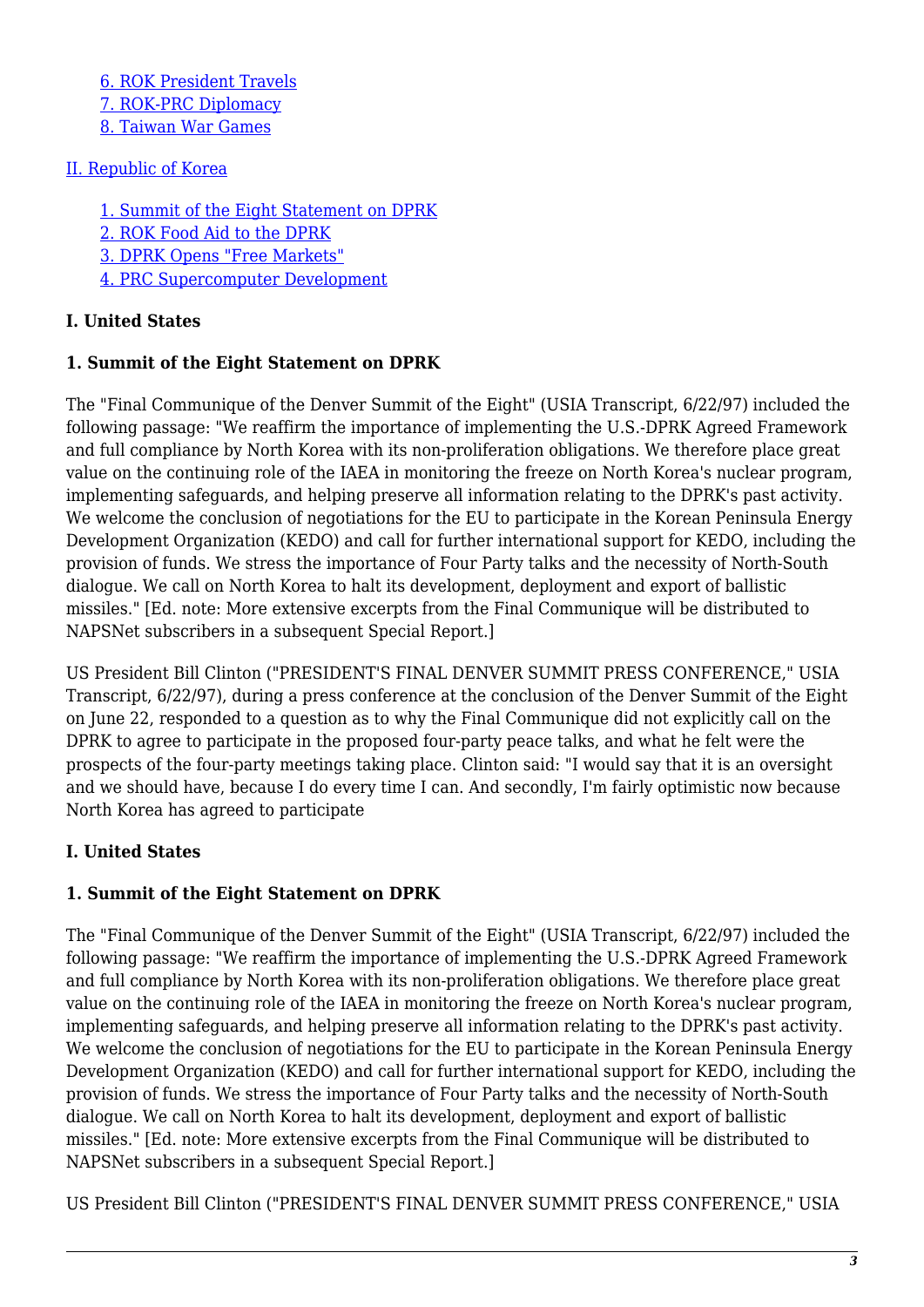[6. ROK President Travels](#)
[7. ROK-PRC Diplomacy](#)
[8. Taiwan War Games](#)

[II. Republic of Korea](#)

[1. Summit of the Eight Statement on DPRK](#)
[2. ROK Food Aid to the DPRK](#)
[3. DPRK Opens "Free Markets"](#)
[4. PRC Supercomputer Development](#)

**I. United States**

**1. Summit of the Eight Statement on DPRK**

The "Final Communique of the Denver Summit of the Eight" (USIA Transcript, 6/22/97) included the following passage: "We reaffirm the importance of implementing the U.S.-DPRK Agreed Framework and full compliance by North Korea with its non-proliferation obligations. We therefore place great value on the continuing role of the IAEA in monitoring the freeze on North Korea's nuclear program, implementing safeguards, and helping preserve all information relating to the DPRK's past activity. We welcome the conclusion of negotiations for the EU to participate in the Korean Peninsula Energy Development Organization (KEDO) and call for further international support for KEDO, including the provision of funds. We stress the importance of Four Party talks and the necessity of North-South dialogue. We call on North Korea to halt its development, deployment and export of ballistic missiles." [Ed. note: More extensive excerpts from the Final Communique will be distributed to NAPSNet subscribers in a subsequent Special Report.]

US President Bill Clinton ("PRESIDENT'S FINAL DENVER SUMMIT PRESS CONFERENCE," USIA Transcript, 6/22/97), during a press conference at the conclusion of the Denver Summit of the Eight on June 22, responded to a question as to why the Final Communique did not explicitly call on the DPRK to agree to participate in the proposed four-party peace talks, and what he felt were the prospects of the four-party meetings taking place. Clinton said: "I would say that it is an oversight and we should have, because I do every time I can. And secondly, I'm fairly optimistic now because North Korea has agreed to participate

**I. United States**

**1. Summit of the Eight Statement on DPRK**

The "Final Communique of the Denver Summit of the Eight" (USIA Transcript, 6/22/97) included the following passage: "We reaffirm the importance of implementing the U.S.-DPRK Agreed Framework and full compliance by North Korea with its non-proliferation obligations. We therefore place great value on the continuing role of the IAEA in monitoring the freeze on North Korea's nuclear program, implementing safeguards, and helping preserve all information relating to the DPRK's past activity. We welcome the conclusion of negotiations for the EU to participate in the Korean Peninsula Energy Development Organization (KEDO) and call for further international support for KEDO, including the provision of funds. We stress the importance of Four Party talks and the necessity of North-South dialogue. We call on North Korea to halt its development, deployment and export of ballistic missiles." [Ed. note: More extensive excerpts from the Final Communique will be distributed to NAPSNet subscribers in a subsequent Special Report.]

US President Bill Clinton ("PRESIDENT'S FINAL DENVER SUMMIT PRESS CONFERENCE," USIA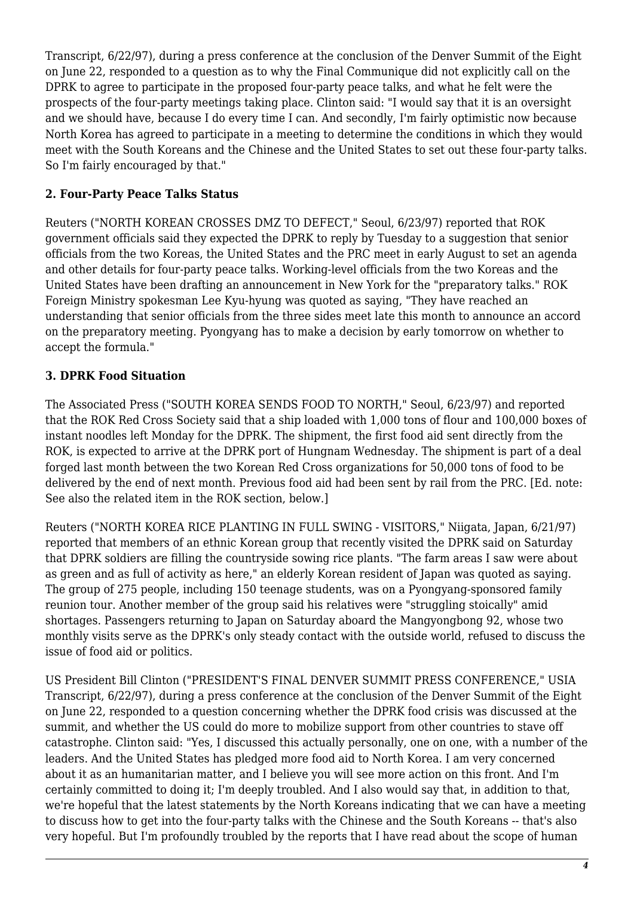Transcript, 6/22/97), during a press conference at the conclusion of the Denver Summit of the Eight on June 22, responded to a question as to why the Final Communique did not explicitly call on the DPRK to agree to participate in the proposed four-party peace talks, and what he felt were the prospects of the four-party meetings taking place. Clinton said: "I would say that it is an oversight and we should have, because I do every time I can. And secondly, I'm fairly optimistic now because North Korea has agreed to participate in a meeting to determine the conditions in which they would meet with the South Koreans and the Chinese and the United States to set out these four-party talks. So I'm fairly encouraged by that."

**2. Four-Party Peace Talks Status**

Reuters ("NORTH KOREAN CROSSES DMZ TO DEFECT," Seoul, 6/23/97) reported that ROK government officials said they expected the DPRK to reply by Tuesday to a suggestion that senior officials from the two Koreas, the United States and the PRC meet in early August to set an agenda and other details for four-party peace talks. Working-level officials from the two Koreas and the United States have been drafting an announcement in New York for the "preparatory talks." ROK Foreign Ministry spokesman Lee Kyu-hyung was quoted as saying, "They have reached an understanding that senior officials from the three sides meet late this month to announce an accord on the preparatory meeting. Pyongyang has to make a decision by early tomorrow on whether to accept the formula."

**3. DPRK Food Situation**

The Associated Press ("SOUTH KOREA SENDS FOOD TO NORTH," Seoul, 6/23/97) and reported that the ROK Red Cross Society said that a ship loaded with 1,000 tons of flour and 100,000 boxes of instant noodles left Monday for the DPRK. The shipment, the first food aid sent directly from the ROK, is expected to arrive at the DPRK port of Hungnam Wednesday. The shipment is part of a deal forged last month between the two Korean Red Cross organizations for 50,000 tons of food to be delivered by the end of next month. Previous food aid had been sent by rail from the PRC. [Ed. note: See also the related item in the ROK section, below.]

Reuters ("NORTH KOREA RICE PLANTING IN FULL SWING - VISITORS," Niigata, Japan, 6/21/97) reported that members of an ethnic Korean group that recently visited the DPRK said on Saturday that DPRK soldiers are filling the countryside sowing rice plants. "The farm areas I saw were about as green and as full of activity as here," an elderly Korean resident of Japan was quoted as saying. The group of 275 people, including 150 teenage students, was on a Pyongyang-sponsored family reunion tour. Another member of the group said his relatives were "struggling stoically" amid shortages. Passengers returning to Japan on Saturday aboard the Mangyongbong 92, whose two monthly visits serve as the DPRK's only steady contact with the outside world, refused to discuss the issue of food aid or politics.

US President Bill Clinton ("PRESIDENT'S FINAL DENVER SUMMIT PRESS CONFERENCE," USIA Transcript, 6/22/97), during a press conference at the conclusion of the Denver Summit of the Eight on June 22, responded to a question concerning whether the DPRK food crisis was discussed at the summit, and whether the US could do more to mobilize support from other countries to stave off catastrophe. Clinton said: "Yes, I discussed this actually personally, one on one, with a number of the leaders. And the United States has pledged more food aid to North Korea. I am very concerned about it as an humanitarian matter, and I believe you will see more action on this front. And I'm certainly committed to doing it; I'm deeply troubled. And I also would say that, in addition to that, we're hopeful that the latest statements by the North Koreans indicating that we can have a meeting to discuss how to get into the four-party talks with the Chinese and the South Koreans -- that's also very hopeful. But I'm profoundly troubled by the reports that I have read about the scope of human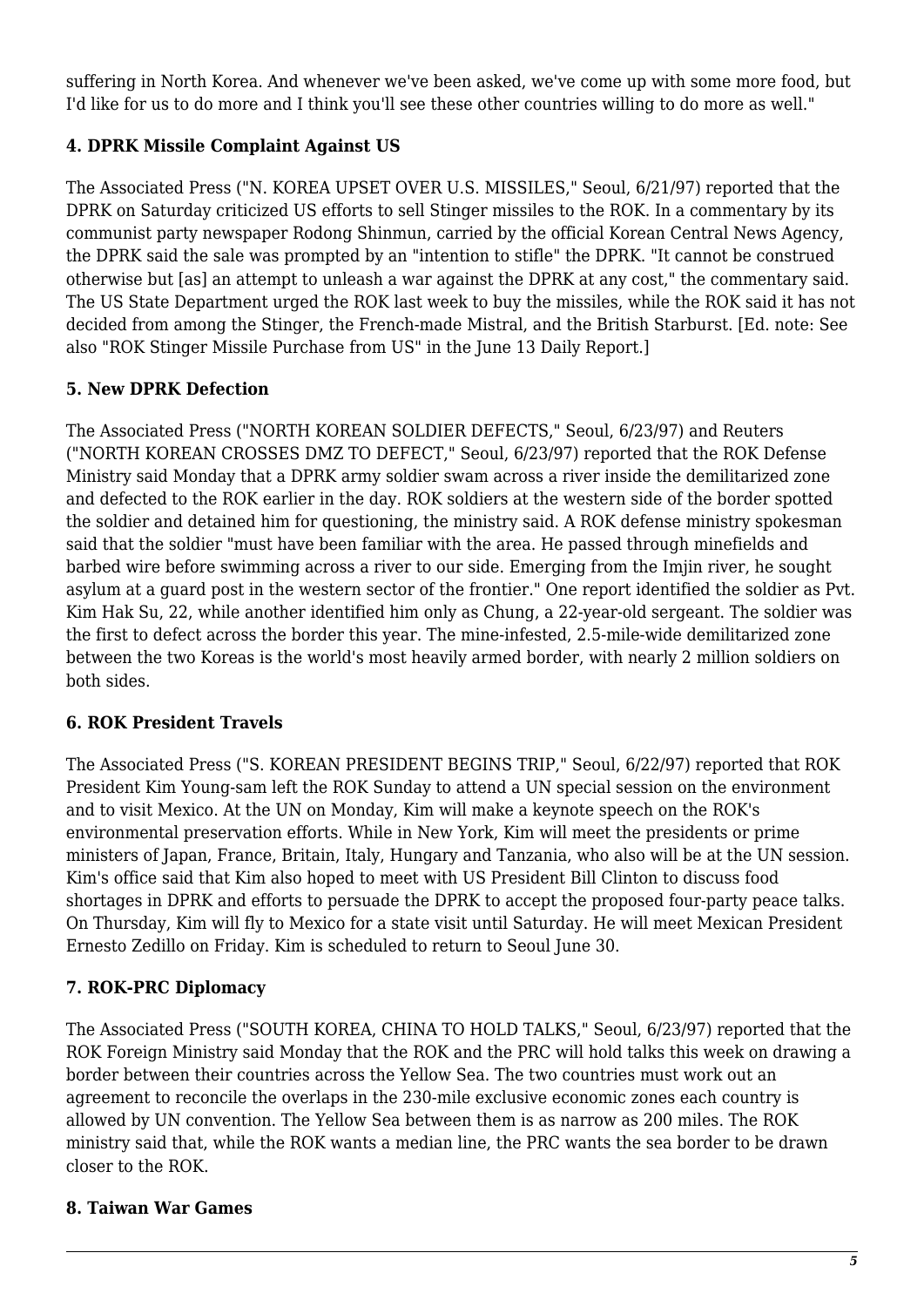suffering in North Korea. And whenever we've been asked, we've come up with some more food, but I'd like for us to do more and I think you'll see these other countries willing to do more as well."

### 4. DPRK Missile Complaint Against US

The Associated Press ("N. KOREA UPSET OVER U.S. MISSILES," Seoul, 6/21/97) reported that the DPRK on Saturday criticized US efforts to sell Stinger missiles to the ROK. In a commentary by its communist party newspaper Rodong Shinmun, carried by the official Korean Central News Agency, the DPRK said the sale was prompted by an "intention to stifle" the DPRK. "It cannot be construed otherwise but [as] an attempt to unleash a war against the DPRK at any cost," the commentary said. The US State Department urged the ROK last week to buy the missiles, while the ROK said it has not decided from among the Stinger, the French-made Mistral, and the British Starburst. [Ed. note: See also "ROK Stinger Missile Purchase from US" in the June 13 Daily Report.]

### 5. New DPRK Defection

The Associated Press ("NORTH KOREAN SOLDIER DEFECTS," Seoul, 6/23/97) and Reuters ("NORTH KOREAN CROSSES DMZ TO DEFECT," Seoul, 6/23/97) reported that the ROK Defense Ministry said Monday that a DPRK army soldier swam across a river inside the demilitarized zone and defected to the ROK earlier in the day. ROK soldiers at the western side of the border spotted the soldier and detained him for questioning, the ministry said. A ROK defense ministry spokesman said that the soldier "must have been familiar with the area. He passed through minefields and barbed wire before swimming across a river to our side. Emerging from the Imjin river, he sought asylum at a guard post in the western sector of the frontier." One report identified the soldier as Pvt. Kim Hak Su, 22, while another identified him only as Chung, a 22-year-old sergeant. The soldier was the first to defect across the border this year. The mine-infested, 2.5-mile-wide demilitarized zone between the two Koreas is the world's most heavily armed border, with nearly 2 million soldiers on both sides.

### 6. ROK President Travels

The Associated Press ("S. KOREAN PRESIDENT BEGINS TRIP," Seoul, 6/22/97) reported that ROK President Kim Young-sam left the ROK Sunday to attend a UN special session on the environment and to visit Mexico. At the UN on Monday, Kim will make a keynote speech on the ROK's environmental preservation efforts. While in New York, Kim will meet the presidents or prime ministers of Japan, France, Britain, Italy, Hungary and Tanzania, who also will be at the UN session. Kim's office said that Kim also hoped to meet with US President Bill Clinton to discuss food shortages in DPRK and efforts to persuade the DPRK to accept the proposed four-party peace talks. On Thursday, Kim will fly to Mexico for a state visit until Saturday. He will meet Mexican President Ernesto Zedillo on Friday. Kim is scheduled to return to Seoul June 30.

### 7. ROK-PRC Diplomacy

The Associated Press ("SOUTH KOREA, CHINA TO HOLD TALKS," Seoul, 6/23/97) reported that the ROK Foreign Ministry said Monday that the ROK and the PRC will hold talks this week on drawing a border between their countries across the Yellow Sea. The two countries must work out an agreement to reconcile the overlaps in the 230-mile exclusive economic zones each country is allowed by UN convention. The Yellow Sea between them is as narrow as 200 miles. The ROK ministry said that, while the ROK wants a median line, the PRC wants the sea border to be drawn closer to the ROK.

### 8. Taiwan War Games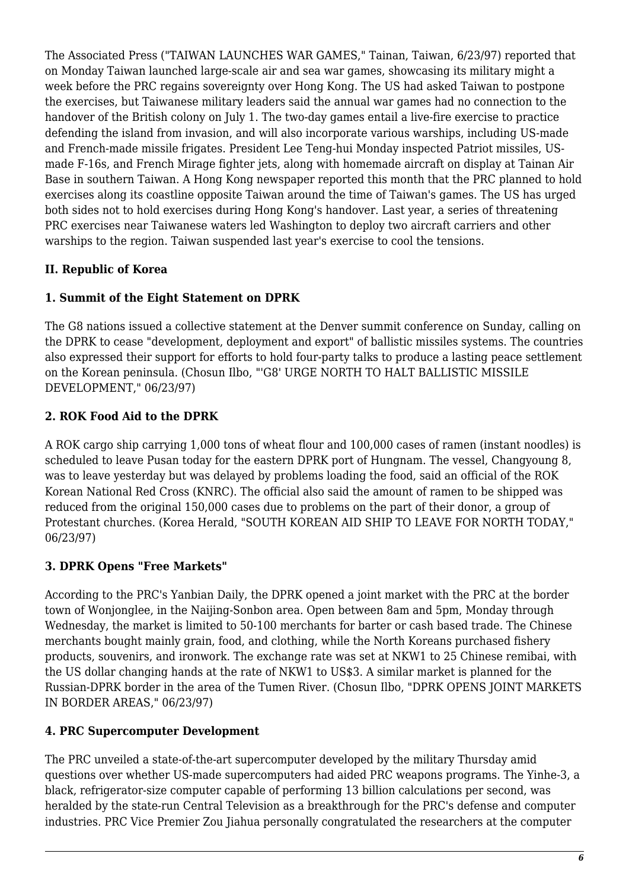The Associated Press ("TAIWAN LAUNCHES WAR GAMES," Tainan, Taiwan, 6/23/97) reported that on Monday Taiwan launched large-scale air and sea war games, showcasing its military might a week before the PRC regains sovereignty over Hong Kong. The US had asked Taiwan to postpone the exercises, but Taiwanese military leaders said the annual war games had no connection to the handover of the British colony on July 1. The two-day games entail a live-fire exercise to practice defending the island from invasion, and will also incorporate various warships, including US-made and French-made missile frigates. President Lee Teng-hui Monday inspected Patriot missiles, US-made F-16s, and French Mirage fighter jets, along with homemade aircraft on display at Tainan Air Base in southern Taiwan. A Hong Kong newspaper reported this month that the PRC planned to hold exercises along its coastline opposite Taiwan around the time of Taiwan's games. The US has urged both sides not to hold exercises during Hong Kong's handover. Last year, a series of threatening PRC exercises near Taiwanese waters led Washington to deploy two aircraft carriers and other warships to the region. Taiwan suspended last year's exercise to cool the tensions.

## II. Republic of Korea

### 1. Summit of the Eight Statement on DPRK

The G8 nations issued a collective statement at the Denver summit conference on Sunday, calling on the DPRK to cease "development, deployment and export" of ballistic missiles systems. The countries also expressed their support for efforts to hold four-party talks to produce a lasting peace settlement on the Korean peninsula. (Chosun Ilbo, "'G8' URGE NORTH TO HALT BALLISTIC MISSILE DEVELOPMENT," 06/23/97)

### 2. ROK Food Aid to the DPRK

A ROK cargo ship carrying 1,000 tons of wheat flour and 100,000 cases of ramen (instant noodles) is scheduled to leave Pusan today for the eastern DPRK port of Hungnam. The vessel, Changyoung 8, was to leave yesterday but was delayed by problems loading the food, said an official of the ROK Korean National Red Cross (KNRC). The official also said the amount of ramen to be shipped was reduced from the original 150,000 cases due to problems on the part of their donor, a group of Protestant churches. (Korea Herald, "SOUTH KOREAN AID SHIP TO LEAVE FOR NORTH TODAY," 06/23/97)

### 3. DPRK Opens "Free Markets"

According to the PRC's Yanbian Daily, the DPRK opened a joint market with the PRC at the border town of Wonjonglee, in the Naijing-Sonbon area. Open between 8am and 5pm, Monday through Wednesday, the market is limited to 50-100 merchants for barter or cash based trade. The Chinese merchants bought mainly grain, food, and clothing, while the North Koreans purchased fishery products, souvenirs, and ironwork. The exchange rate was set at NKW1 to 25 Chinese remibai, with the US dollar changing hands at the rate of NKW1 to US$3. A similar market is planned for the Russian-DPRK border in the area of the Tumen River. (Chosun Ilbo, "DPRK OPENS JOINT MARKETS IN BORDER AREAS," 06/23/97)

### 4. PRC Supercomputer Development

The PRC unveiled a state-of-the-art supercomputer developed by the military Thursday amid questions over whether US-made supercomputers had aided PRC weapons programs. The Yinhe-3, a black, refrigerator-size computer capable of performing 13 billion calculations per second, was heralded by the state-run Central Television as a breakthrough for the PRC's defense and computer industries. PRC Vice Premier Zou Jiahua personally congratulated the researchers at the computer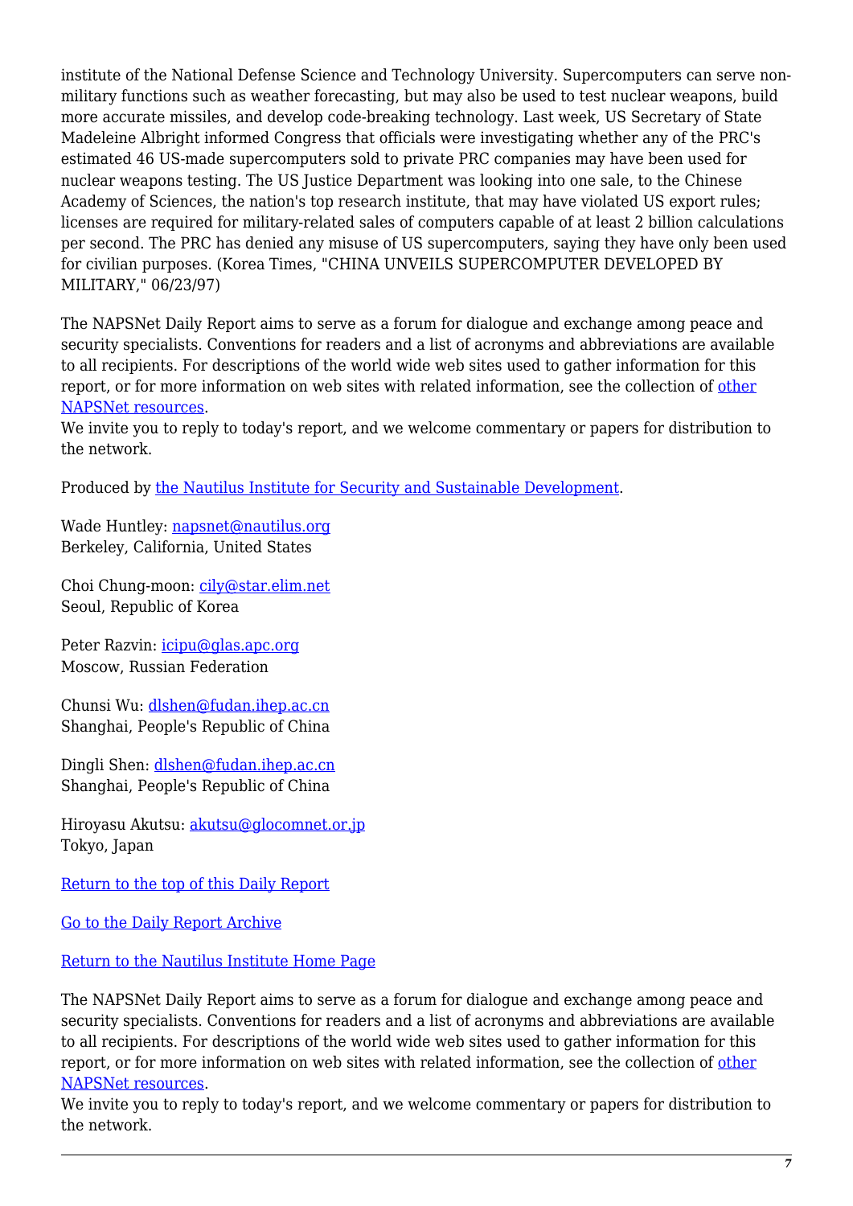institute of the National Defense Science and Technology University. Supercomputers can serve non-military functions such as weather forecasting, but may also be used to test nuclear weapons, build more accurate missiles, and develop code-breaking technology. Last week, US Secretary of State Madeleine Albright informed Congress that officials were investigating whether any of the PRC's estimated 46 US-made supercomputers sold to private PRC companies may have been used for nuclear weapons testing. The US Justice Department was looking into one sale, to the Chinese Academy of Sciences, the nation's top research institute, that may have violated US export rules; licenses are required for military-related sales of computers capable of at least 2 billion calculations per second. The PRC has denied any misuse of US supercomputers, saying they have only been used for civilian purposes. (Korea Times, "CHINA UNVEILS SUPERCOMPUTER DEVELOPED BY MILITARY," 06/23/97)

The NAPSNet Daily Report aims to serve as a forum for dialogue and exchange among peace and security specialists. Conventions for readers and a list of acronyms and abbreviations are available to all recipients. For descriptions of the world wide web sites used to gather information for this report, or for more information on web sites with related information, see the collection of other NAPSNet resources.
We invite you to reply to today's report, and we welcome commentary or papers for distribution to the network.

Produced by the Nautilus Institute for Security and Sustainable Development.

Wade Huntley: napsnet@nautilus.org
Berkeley, California, United States

Choi Chung-moon: cily@star.elim.net
Seoul, Republic of Korea

Peter Razvin: icipu@glas.apc.org
Moscow, Russian Federation

Chunsi Wu: dlshen@fudan.ihep.ac.cn
Shanghai, People's Republic of China

Dingli Shen: dlshen@fudan.ihep.ac.cn
Shanghai, People's Republic of China

Hiroyasu Akutsu: akutsu@glocomnet.or.jp
Tokyo, Japan

Return to the top of this Daily Report

Go to the Daily Report Archive

Return to the Nautilus Institute Home Page

The NAPSNet Daily Report aims to serve as a forum for dialogue and exchange among peace and security specialists. Conventions for readers and a list of acronyms and abbreviations are available to all recipients. For descriptions of the world wide web sites used to gather information for this report, or for more information on web sites with related information, see the collection of other NAPSNet resources.
We invite you to reply to today's report, and we welcome commentary or papers for distribution to the network.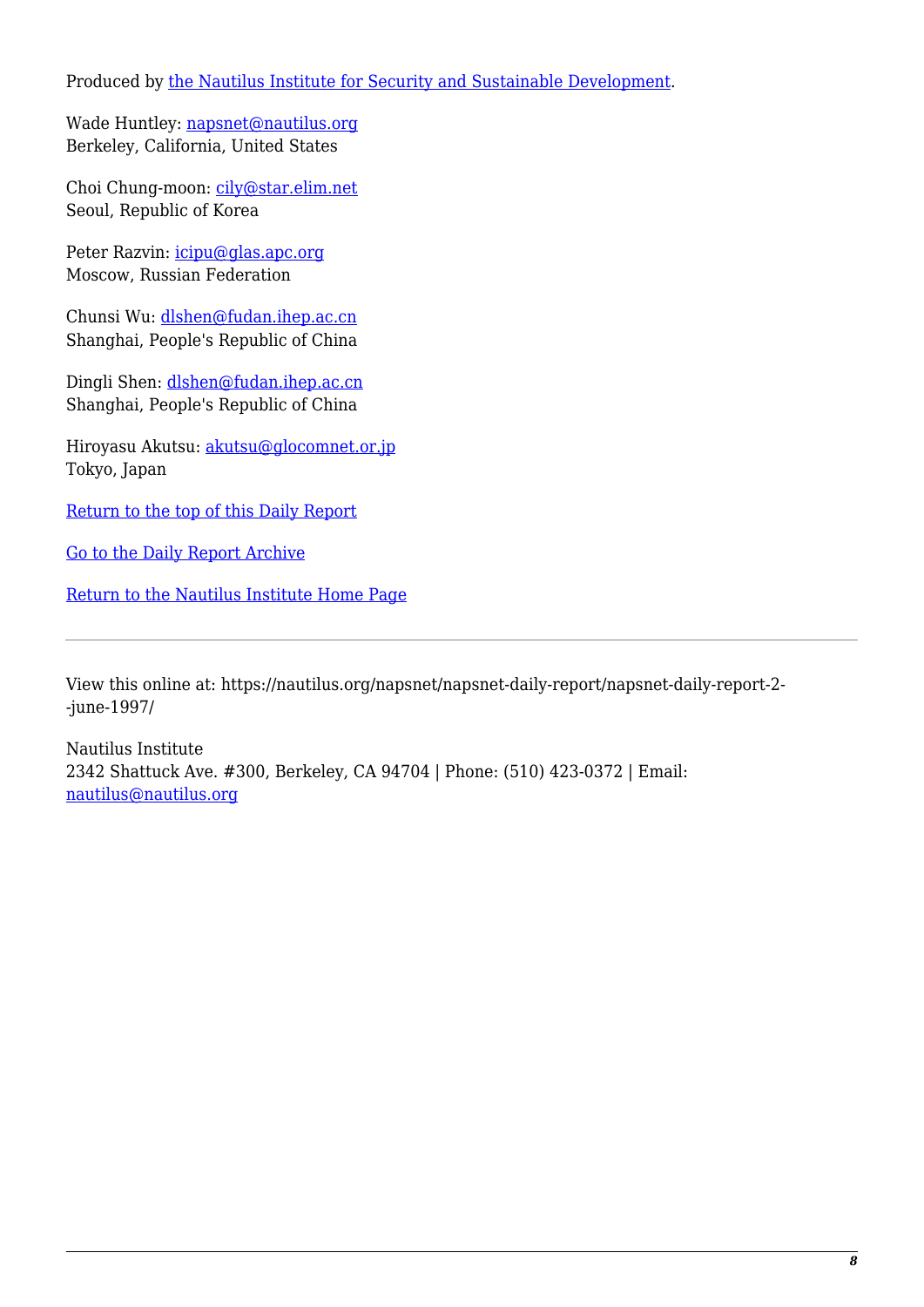Produced by [the Nautilus Institute for Security and Sustainable Development](https://nautilus.org).

Wade Huntley: [napsnet@nautilus.org](mailto:napsnet@nautilus.org)
Berkeley, California, United States

Choi Chung-moon: [cily@star.elim.net](mailto:cily@star.elim.net)
Seoul, Republic of Korea

Peter Razvin: [icipu@glas.apc.org](mailto:icipu@glas.apc.org)
Moscow, Russian Federation

Chunsi Wu: [dlshen@fudan.ihep.ac.cn](mailto:dlshen@fudan.ihep.ac.cn)
Shanghai, People's Republic of China

Dingli Shen: [dlshen@fudan.ihep.ac.cn](mailto:dlshen@fudan.ihep.ac.cn)
Shanghai, People's Republic of China

Hiroyasu Akutsu: [akutsu@glocomnet.or.jp](mailto:akutsu@glocomnet.or.jp)
Tokyo, Japan

Return to the top of this Daily Report

Go to the Daily Report Archive

Return to the Nautilus Institute Home Page

---

View this online at: https://nautilus.org/napsnet/napsnet-daily-report/napsnet-daily-report-2--june-1997/

Nautilus Institute
2342 Shattuck Ave. #300, Berkeley, CA 94704 | Phone: (510) 423-0372 | Email: [nautilus@nautilus.org](mailto:nautilus@nautilus.org)